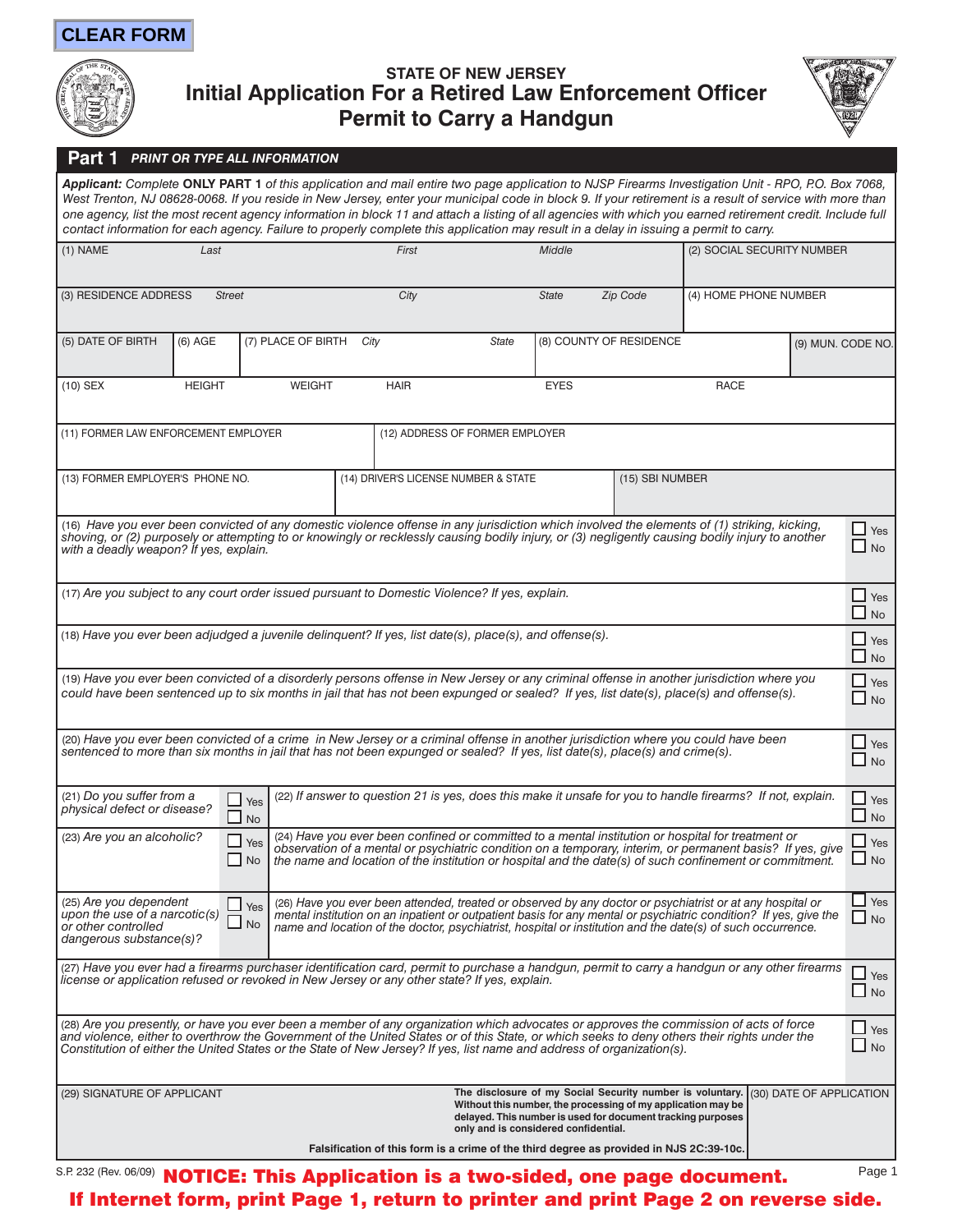CLEAR FORM

# STATE OF NEW JERSEY
## Initial Application For a Retired Law Enforcement Officer Permit to Carry a Handgun

**Part 1** ***PRINT OR TYPE ALL INFORMATION***

***Applicant:*** *Complete* **ONLY PART 1** *of this application and mail entire two page application to NJSP Firearms Investigation Unit - RPO, P.O. Box 7068, West Trenton, NJ 08628-0068. If you reside in New Jersey, enter your municipal code in block 9. If your retirement is a result of service with more than one agency, list the most recent agency information in block 11 and attach a listing of all agencies with which you earned retirement credit. Include full contact information for each agency. Failure to properly complete this application may result in a delay in issuing a permit to carry.*

| (1) NAME *Last* | *First* | *Middle* | (2) SOCIAL SECURITY NUMBER |
|---|---|---|---|
| | | | |

| (3) RESIDENCE ADDRESS *Street* | *City* | *State* | *Zip Code* | (4) HOME PHONE NUMBER |
|---|---|---|---|---|
| | | | | |

| (5) DATE OF BIRTH | (6) AGE | (7) PLACE OF BIRTH *City* | *State* | (8) COUNTY OF RESIDENCE | (9) MUN. CODE NO. |
|---|---|---|---|---|---|
| | | | | | |

| (10) SEX | HEIGHT | WEIGHT | HAIR | EYES | RACE |
|---|---|---|---|---|---|
| | | | | | |

| (11) FORMER LAW ENFORCEMENT EMPLOYER | (12) ADDRESS OF FORMER EMPLOYER |
|---|---|
| | |

| (13) FORMER EMPLOYER'S PHONE NO. | (14) DRIVER'S LICENSE NUMBER & STATE | (15) SBI NUMBER |
|---|---|---|
| | | |

(16) *Have you ever been convicted of any domestic violence offense in any jurisdiction which involved the elements of (1) striking, kicking, shoving, or (2) purposely or attempting to or knowingly or recklessly causing bodily injury, or (3) negligently causing bodily injury to another with a deadly weapon? If yes, explain.* ☐ Yes ☐ No

(17) *Are you subject to any court order issued pursuant to Domestic Violence? If yes, explain.* ☐ Yes ☐ No

(18) *Have you ever been adjudged a juvenile delinquent? If yes, list date(s), place(s), and offense(s).* ☐ Yes ☐ No

(19) *Have you ever been convicted of a disorderly persons offense in New Jersey or any criminal offense in another jurisdiction where you could have been sentenced up to six months in jail that has not been expunged or sealed? If yes, list date(s), place(s) and offense(s).* ☐ Yes ☐ No

(20) *Have you ever been convicted of a crime in New Jersey or a criminal offense in another jurisdiction where you could have been sentenced to more than six months in jail that has not been expunged or sealed? If yes, list date(s), place(s) and crime(s).* ☐ Yes ☐ No

(21) *Do you suffer from a physical defect or disease?* ☐ Yes ☐ No

(22) *If answer to question 21 is yes, does this make it unsafe for you to handle firearms? If not, explain.* ☐ Yes ☐ No

(23) *Are you an alcoholic?* ☐ Yes ☐ No

(24) *Have you ever been confined or committed to a mental institution or hospital for treatment or observation of a mental or psychiatric condition on a temporary, interim, or permanent basis? If yes, give the name and location of the institution or hospital and the date(s) of such confinement or commitment.* ☐ Yes ☐ No

(25) *Are you dependent upon the use of a narcotic(s) or other controlled dangerous substance(s)?* ☐ Yes ☐ No

(26) *Have you ever been attended, treated or observed by any doctor or psychiatrist or at any hospital or mental institution on an inpatient or outpatient basis for any mental or psychiatric condition? If yes, give the name and location of the doctor, psychiatrist, hospital or institution and the date(s) of such occurrence.* ☐ Yes ☐ No

(27) *Have you ever had a firearms purchaser identification card, permit to purchase a handgun, permit to carry a handgun or any other firearms license or application refused or revoked in New Jersey or any other state? If yes, explain.* ☐ Yes ☐ No

(28) *Are you presently, or have you ever been a member of any organization which advocates or approves the commission of acts of force and violence, either to overthrow the Government of the United States or of this State, or which seeks to deny others their rights under the Constitution of either the United States or the State of New Jersey? If yes, list name and address of organization(s).* ☐ Yes ☐ No

| (29) SIGNATURE OF APPLICANT | **The disclosure of my Social Security number is voluntary. Without this number, the processing of my application may be delayed. This number is used for document tracking purposes only and is considered confidential.** | (30) DATE OF APPLICATION |
|---|---|---|
| | | |

**Falsification of this form is a crime of the third degree as provided in NJS 2C:39-10c.**

S.P. 232 (Rev. 06/09)

**NOTICE: This Application is a two-sided, one page document.**
**If Internet form, print Page 1, return to printer and print Page 2 on reverse side.**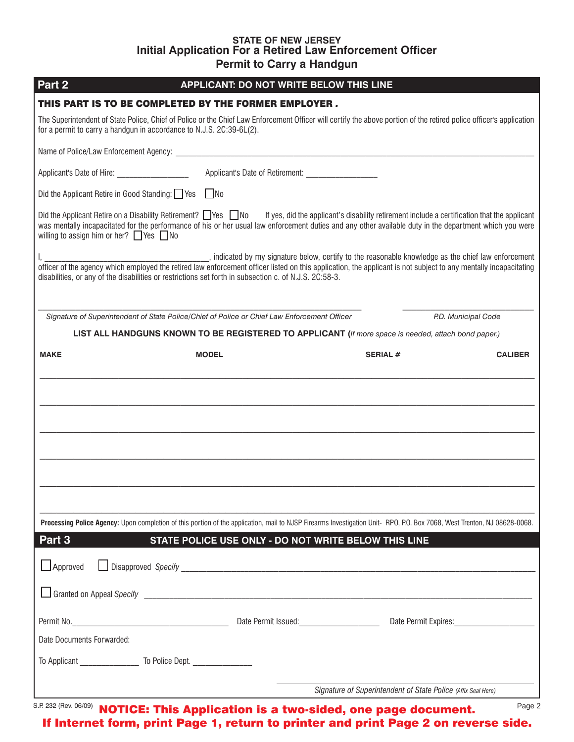**STATE OF NEW JERSEY**

# Initial Application For a Retired Law Enforcement Officer Permit to Carry a Handgun

## Part 2 — APPLICANT: DO NOT WRITE BELOW THIS LINE

**THIS PART IS TO BE COMPLETED BY THE FORMER EMPLOYER .**

The Superintendent of State Police, Chief of Police or the Chief Law Enforcement Officer will certify the above portion of the retired police officer's application for a permit to carry a handgun in accordance to N.J.S. 2C:39-6L(2).

Name of Police/Law Enforcement Agency: ______________________________

Applicant's Date of Hire: ________________ Applicant's Date of Retirement: ________________

Did the Applicant Retire in Good Standing: ☐ Yes ☐ No

Did the Applicant Retire on a Disability Retirement? ☐ Yes ☐ No If yes, did the applicant's disability retirement include a certification that the applicant was mentally incapacitated for the performance of his or her usual law enforcement duties and any other available duty in the department which you were willing to assign him or her? ☐ Yes ☐ No

I, ____________________________________, indicated by my signature below, certify to the reasonable knowledge as the chief law enforcement officer of the agency which employed the retired law enforcement officer listed on this application, the applicant is not subject to any mentally incapacitating disabilities, or any of the disabilities or restrictions set forth in subsection c. of N.J.S. 2C:58-3.

______________________________________________________________ *Signature of Superintendent of State Police/Chief of Police or Chief Law Enforcement Officer*

________________________ *P.D. Municipal Code*

**LIST ALL HANDGUNS KNOWN TO BE REGISTERED TO APPLICANT (***If more space is needed, attach bond paper.***)**

| MAKE | MODEL | SERIAL # | CALIBER |
|---|---|---|---|
| | | | |
| | | | |
| | | | |
| | | | |
| | | | |
| | | | |

**Processing Police Agency:** Upon completion of this portion of the application, mail to NJSP Firearms Investigation Unit- RPO, P.O. Box 7068, West Trenton, NJ 08628-0068.

## Part 3 — STATE POLICE USE ONLY - DO NOT WRITE BELOW THIS LINE

☐ Approved ☐ Disapproved *Specify* ______________________________

☐ Granted on Appeal *Specify* ______________________________

Permit No.____________________ Date Permit Issued:________________ Date Permit Expires:________________

Date Documents Forwarded:

To Applicant ______________ To Police Dept. ______________

______________________________________ *Signature of Superintendent of State Police (Affix Seal Here)*

S.P. 232 (Rev. 06/09)

**NOTICE: This Application is a two-sided, one page document.**
**If Internet form, print Page 1, return to printer and print Page 2 on reverse side.**